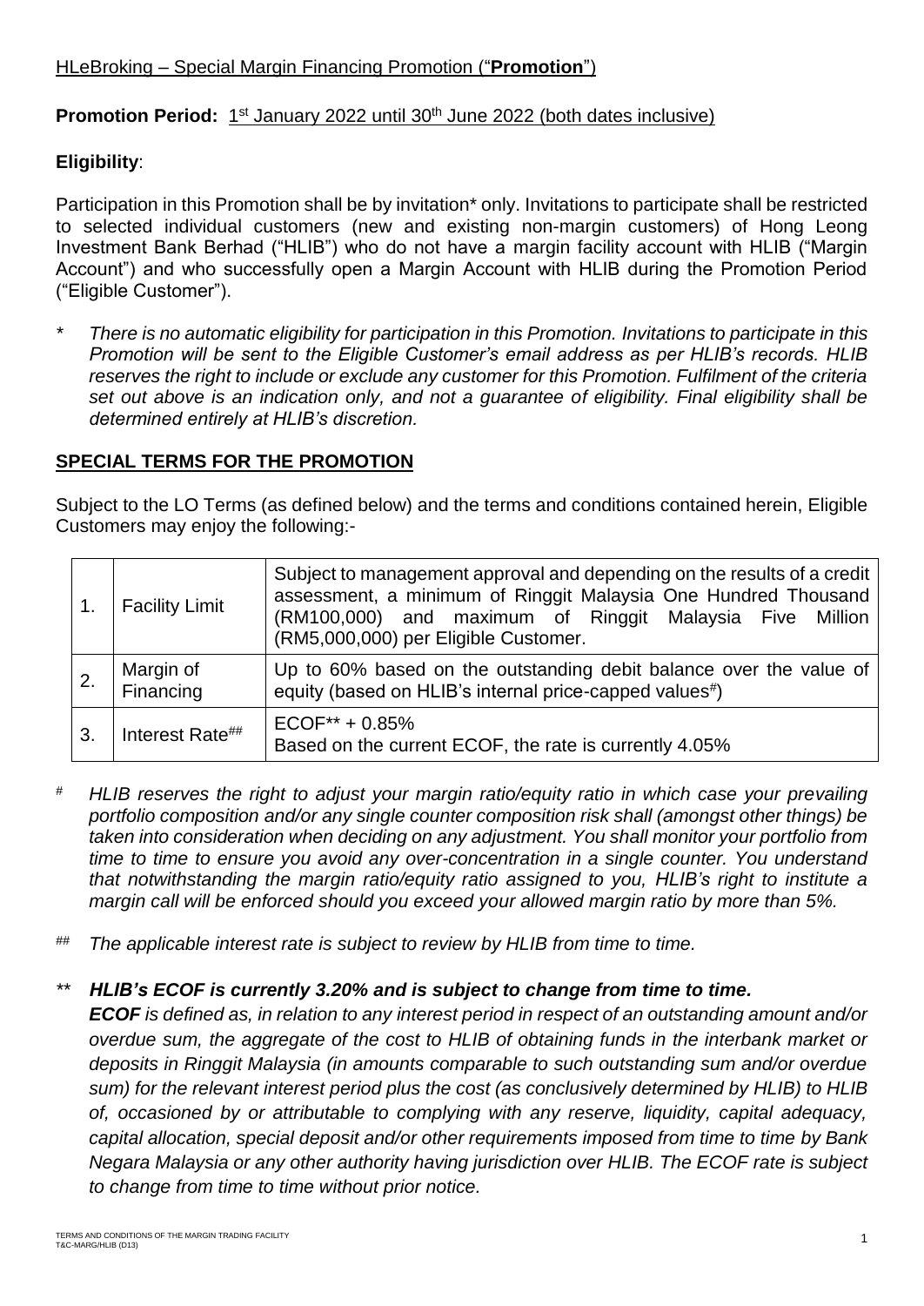HLeBroking – Special Margin Financing Promotion ("**Promotion**")

**Promotion Period:** 1st January 2022 until 30th June 2022 (both dates inclusive)

**Eligibility**:

Participation in this Promotion shall be by invitation* only. Invitations to participate shall be restricted to selected individual customers (new and existing non-margin customers) of Hong Leong Investment Bank Berhad ("HLIB") who do not have a margin facility account with HLIB ("Margin Account") and who successfully open a Margin Account with HLIB during the Promotion Period ("Eligible Customer").

\* *There is no automatic eligibility for participation in this Promotion. Invitations to participate in this Promotion will be sent to the Eligible Customer's email address as per HLIB's records. HLIB reserves the right to include or exclude any customer for this Promotion. Fulfilment of the criteria set out above is an indication only, and not a guarantee of eligibility. Final eligibility shall be determined entirely at HLIB's discretion.*

## SPECIAL TERMS FOR THE PROMOTION

Subject to the LO Terms (as defined below) and the terms and conditions contained herein, Eligible Customers may enjoy the following:-

| | | |
|---|---|---|
| 1. | Facility Limit | Subject to management approval and depending on the results of a credit assessment, a minimum of Ringgit Malaysia One Hundred Thousand (RM100,000) and maximum of Ringgit Malaysia Five Million (RM5,000,000) per Eligible Customer. |
| 2. | Margin of Financing | Up to 60% based on the outstanding debit balance over the value of equity (based on HLIB's internal price-capped values#) |
| 3. | Interest Rate## | ECOF** + 0.85%<br>Based on the current ECOF, the rate is currently 4.05% |

\# *HLIB reserves the right to adjust your margin ratio/equity ratio in which case your prevailing portfolio composition and/or any single counter composition risk shall (amongst other things) be taken into consideration when deciding on any adjustment. You shall monitor your portfolio from time to time to ensure you avoid any over-concentration in a single counter. You understand that notwithstanding the margin ratio/equity ratio assigned to you, HLIB's right to institute a margin call will be enforced should you exceed your allowed margin ratio by more than 5%.*

\#\# *The applicable interest rate is subject to review by HLIB from time to time.*

\*\* ***HLIB's ECOF is currently 3.20% and is subject to change from time to time.***
***ECOF*** *is defined as, in relation to any interest period in respect of an outstanding amount and/or overdue sum, the aggregate of the cost to HLIB of obtaining funds in the interbank market or deposits in Ringgit Malaysia (in amounts comparable to such outstanding sum and/or overdue sum) for the relevant interest period plus the cost (as conclusively determined by HLIB) to HLIB of, occasioned by or attributable to complying with any reserve, liquidity, capital adequacy, capital allocation, special deposit and/or other requirements imposed from time to time by Bank Negara Malaysia or any other authority having jurisdiction over HLIB. The ECOF rate is subject to change from time to time without prior notice.*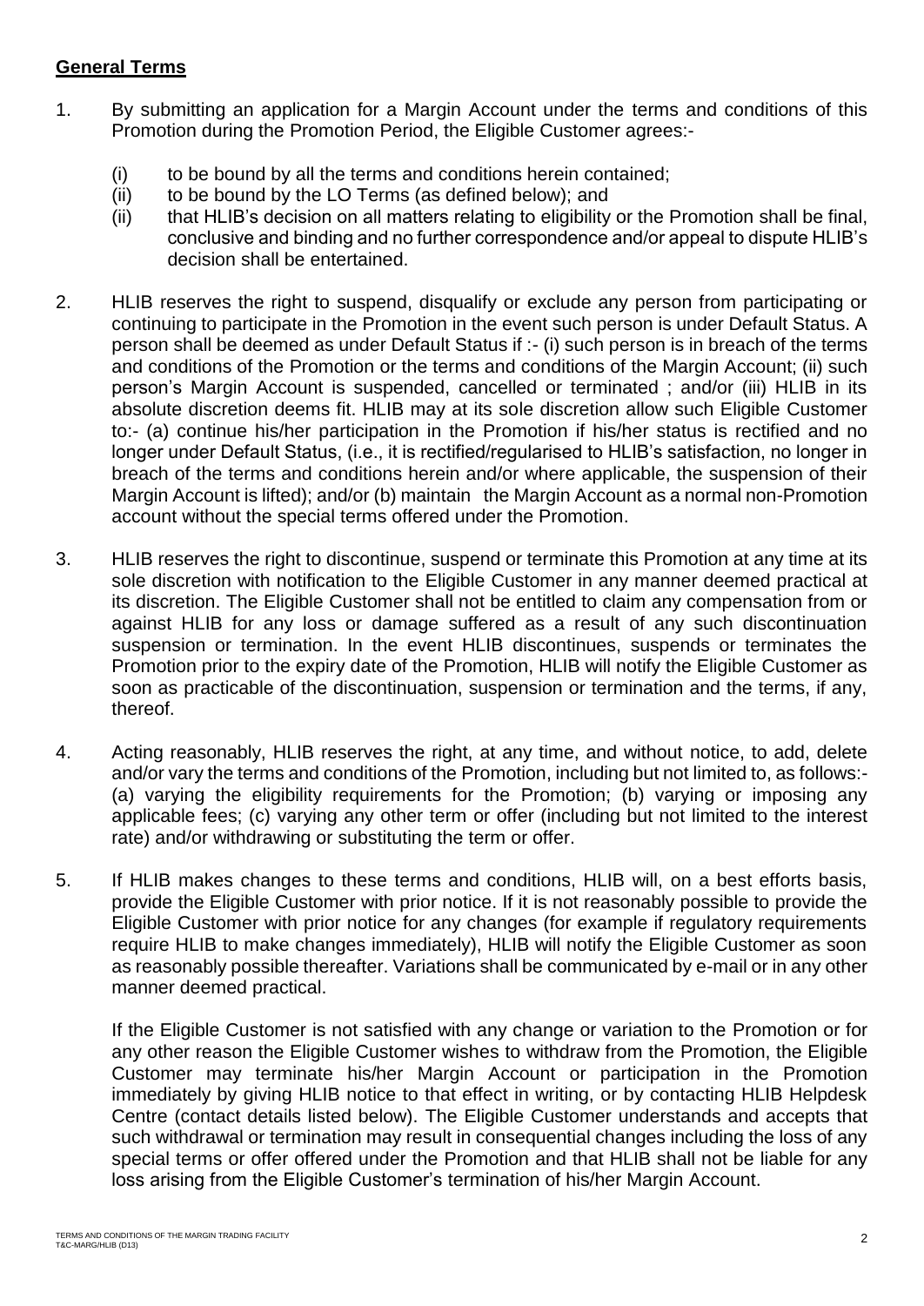## General Terms

1. By submitting an application for a Margin Account under the terms and conditions of this Promotion during the Promotion Period, the Eligible Customer agrees:-

   (i) to be bound by all the terms and conditions herein contained;
   
   (ii) to be bound by the LO Terms (as defined below); and
   
   (ii) that HLIB's decision on all matters relating to eligibility or the Promotion shall be final, conclusive and binding and no further correspondence and/or appeal to dispute HLIB's decision shall be entertained.

2. HLIB reserves the right to suspend, disqualify or exclude any person from participating or continuing to participate in the Promotion in the event such person is under Default Status. A person shall be deemed as under Default Status if :- (i) such person is in breach of the terms and conditions of the Promotion or the terms and conditions of the Margin Account; (ii) such person's Margin Account is suspended, cancelled or terminated ; and/or (iii) HLIB in its absolute discretion deems fit. HLIB may at its sole discretion allow such Eligible Customer to:- (a) continue his/her participation in the Promotion if his/her status is rectified and no longer under Default Status, (i.e., it is rectified/regularised to HLIB's satisfaction, no longer in breach of the terms and conditions herein and/or where applicable, the suspension of their Margin Account is lifted); and/or (b) maintain the Margin Account as a normal non-Promotion account without the special terms offered under the Promotion.

3. HLIB reserves the right to discontinue, suspend or terminate this Promotion at any time at its sole discretion with notification to the Eligible Customer in any manner deemed practical at its discretion. The Eligible Customer shall not be entitled to claim any compensation from or against HLIB for any loss or damage suffered as a result of any such discontinuation suspension or termination. In the event HLIB discontinues, suspends or terminates the Promotion prior to the expiry date of the Promotion, HLIB will notify the Eligible Customer as soon as practicable of the discontinuation, suspension or termination and the terms, if any, thereof.

4. Acting reasonably, HLIB reserves the right, at any time, and without notice, to add, delete and/or vary the terms and conditions of the Promotion, including but not limited to, as follows:- (a) varying the eligibility requirements for the Promotion; (b) varying or imposing any applicable fees; (c) varying any other term or offer (including but not limited to the interest rate) and/or withdrawing or substituting the term or offer.

5. If HLIB makes changes to these terms and conditions, HLIB will, on a best efforts basis, provide the Eligible Customer with prior notice. If it is not reasonably possible to provide the Eligible Customer with prior notice for any changes (for example if regulatory requirements require HLIB to make changes immediately), HLIB will notify the Eligible Customer as soon as reasonably possible thereafter. Variations shall be communicated by e-mail or in any other manner deemed practical.

   If the Eligible Customer is not satisfied with any change or variation to the Promotion or for any other reason the Eligible Customer wishes to withdraw from the Promotion, the Eligible Customer may terminate his/her Margin Account or participation in the Promotion immediately by giving HLIB notice to that effect in writing, or by contacting HLIB Helpdesk Centre (contact details listed below). The Eligible Customer understands and accepts that such withdrawal or termination may result in consequential changes including the loss of any special terms or offer offered under the Promotion and that HLIB shall not be liable for any loss arising from the Eligible Customer's termination of his/her Margin Account.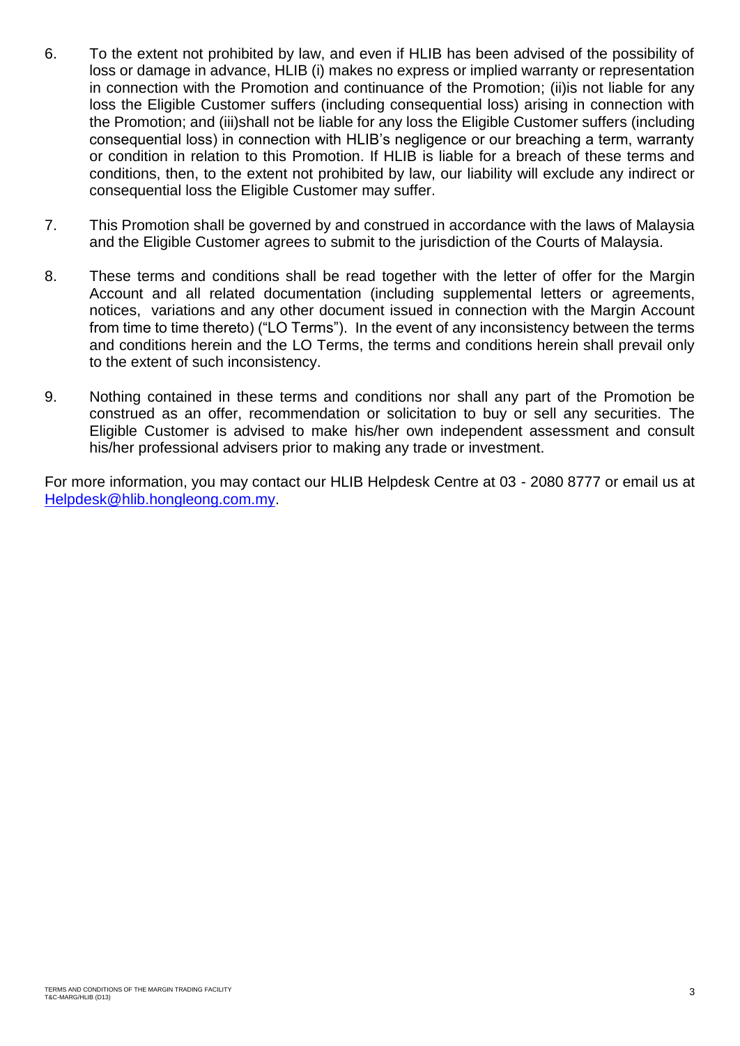6. To the extent not prohibited by law, and even if HLIB has been advised of the possibility of loss or damage in advance, HLIB (i) makes no express or implied warranty or representation in connection with the Promotion and continuance of the Promotion; (ii)is not liable for any loss the Eligible Customer suffers (including consequential loss) arising in connection with the Promotion; and (iii)shall not be liable for any loss the Eligible Customer suffers (including consequential loss) in connection with HLIB's negligence or our breaching a term, warranty or condition in relation to this Promotion. If HLIB is liable for a breach of these terms and conditions, then, to the extent not prohibited by law, our liability will exclude any indirect or consequential loss the Eligible Customer may suffer.

7. This Promotion shall be governed by and construed in accordance with the laws of Malaysia and the Eligible Customer agrees to submit to the jurisdiction of the Courts of Malaysia.

8. These terms and conditions shall be read together with the letter of offer for the Margin Account and all related documentation (including supplemental letters or agreements, notices, variations and any other document issued in connection with the Margin Account from time to time thereto) ("LO Terms"). In the event of any inconsistency between the terms and conditions herein and the LO Terms, the terms and conditions herein shall prevail only to the extent of such inconsistency.

9. Nothing contained in these terms and conditions nor shall any part of the Promotion be construed as an offer, recommendation or solicitation to buy or sell any securities. The Eligible Customer is advised to make his/her own independent assessment and consult his/her professional advisers prior to making any trade or investment.

For more information, you may contact our HLIB Helpdesk Centre at 03 - 2080 8777 or email us at Helpdesk@hlib.hongleong.com.my.